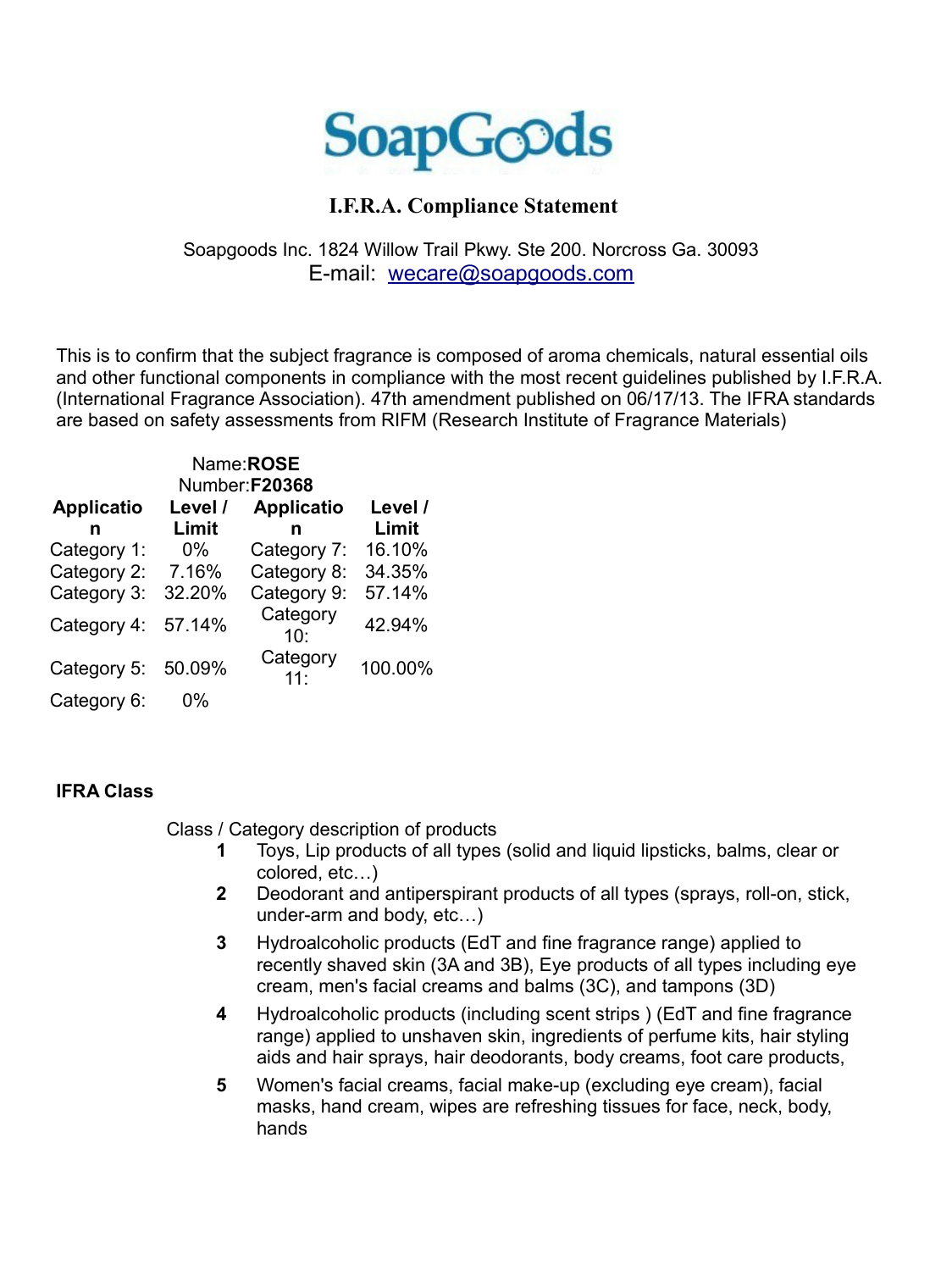# SoapGoods

## I.F.R.A. Compliance Statement

Soapgoods Inc. 1824 Willow Trail Pkwy. Ste 200. Norcross Ga. 30093
E-mail: wecare@soapgoods.com

This is to confirm that the subject fragrance is composed of aroma chemicals, natural essential oils and other functional components in compliance with the most recent guidelines published by I.F.R.A. (International Fragrance Association). 47th amendment published on 06/17/13. The IFRA standards are based on safety assessments from RIFM (Research Institute of Fragrance Materials)

Name: **ROSE**
Number: **F20368**

| Application | Level / Limit | Application | Level / Limit |
|---|---|---|---|
| Category 1: | 0% | Category 7: | 16.10% |
| Category 2: | 7.16% | Category 8: | 34.35% |
| Category 3: | 32.20% | Category 9: | 57.14% |
| Category 4: | 57.14% | Category 10: | 42.94% |
| Category 5: | 50.09% | Category 11: | 100.00% |
| Category 6: | 0% | | |

**IFRA Class**

Class / Category description of products

1. Toys, Lip products of all types (solid and liquid lipsticks, balms, clear or colored, etc…)
2. Deodorant and antiperspirant products of all types (sprays, roll-on, stick, under-arm and body, etc…)
3. Hydroalcoholic products (EdT and fine fragrance range) applied to recently shaved skin (3A and 3B), Eye products of all types including eye cream, men's facial creams and balms (3C), and tampons (3D)
4. Hydroalcoholic products (including scent strips ) (EdT and fine fragrance range) applied to unshaven skin, ingredients of perfume kits, hair styling aids and hair sprays, hair deodorants, body creams, foot care products,
5. Women's facial creams, facial make-up (excluding eye cream), facial masks, hand cream, wipes are refreshing tissues for face, neck, body, hands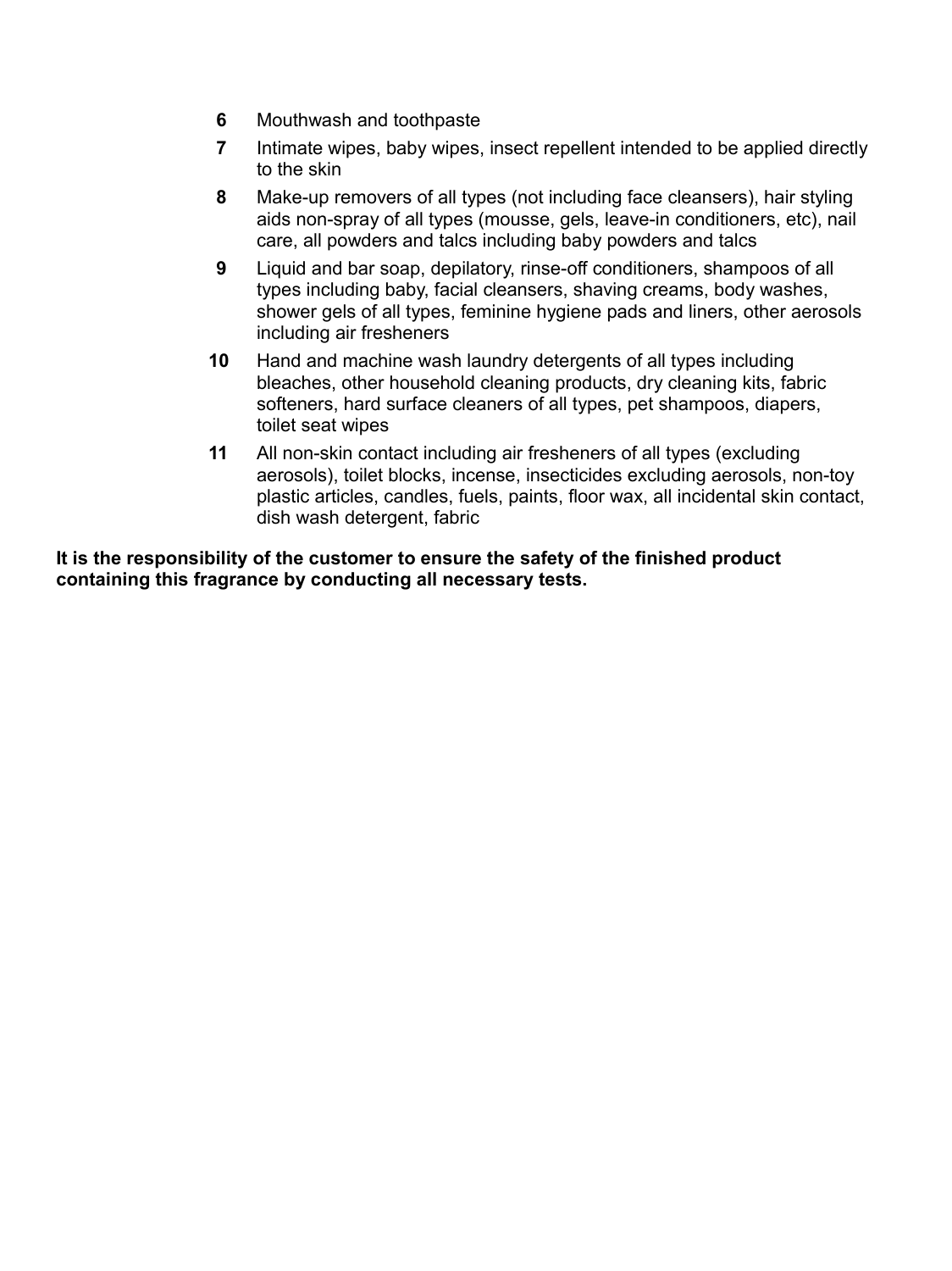**6** Mouthwash and toothpaste

**7** Intimate wipes, baby wipes, insect repellent intended to be applied directly to the skin

**8** Make-up removers of all types (not including face cleansers), hair styling aids non-spray of all types (mousse, gels, leave-in conditioners, etc), nail care, all powders and talcs including baby powders and talcs

**9** Liquid and bar soap, depilatory, rinse-off conditioners, shampoos of all types including baby, facial cleansers, shaving creams, body washes, shower gels of all types, feminine hygiene pads and liners, other aerosols including air fresheners

**10** Hand and machine wash laundry detergents of all types including bleaches, other household cleaning products, dry cleaning kits, fabric softeners, hard surface cleaners of all types, pet shampoos, diapers, toilet seat wipes

**11** All non-skin contact including air fresheners of all types (excluding aerosols), toilet blocks, incense, insecticides excluding aerosols, non-toy plastic articles, candles, fuels, paints, floor wax, all incidental skin contact, dish wash detergent, fabric

**It is the responsibility of the customer to ensure the safety of the finished product containing this fragrance by conducting all necessary tests.**